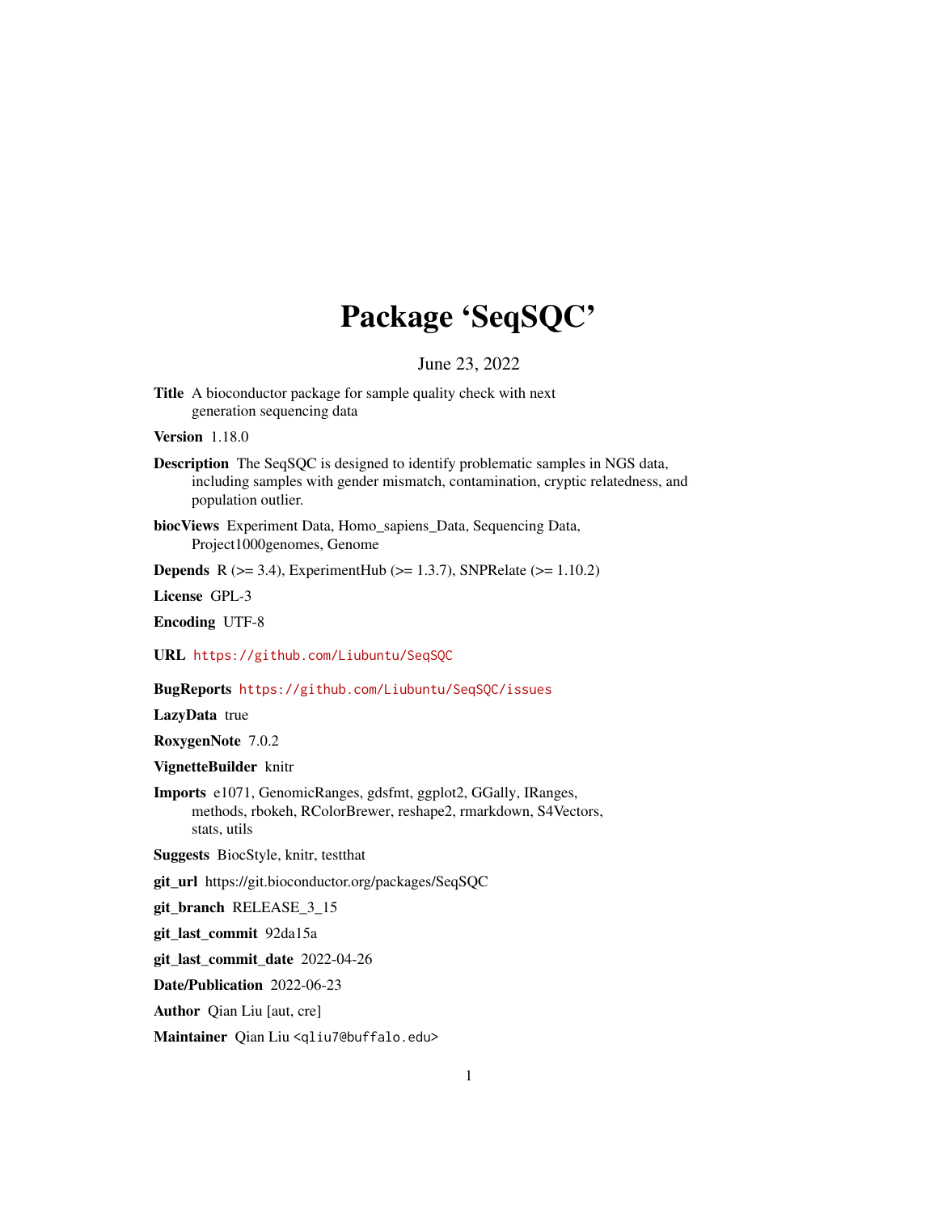# Package 'SeqSQC'

June 23, 2022

**Title** A bioconductor package for sample quality check with next generation sequencing data

**Version** 1.18.0

**Description** The SeqSQC is designed to identify problematic samples in NGS data, including samples with gender mismatch, contamination, cryptic relatedness, and population outlier.

**biocViews** Experiment Data, Homo_sapiens_Data, Sequencing Data, Project1000genomes, Genome

**Depends** R (>= 3.4), ExperimentHub (>= 1.3.7), SNPRelate (>= 1.10.2)

**License** GPL-3

**Encoding** UTF-8

**URL** https://github.com/Liubuntu/SeqSQC

**BugReports** https://github.com/Liubuntu/SeqSQC/issues

**LazyData** true

**RoxygenNote** 7.0.2

**VignetteBuilder** knitr

**Imports** e1071, GenomicRanges, gdsfmt, ggplot2, GGally, IRanges, methods, rbokeh, RColorBrewer, reshape2, rmarkdown, S4Vectors, stats, utils

**Suggests** BiocStyle, knitr, testthat

**git_url** https://git.bioconductor.org/packages/SeqSQC

**git_branch** RELEASE_3_15

**git_last_commit** 92da15a

**git_last_commit_date** 2022-04-26

**Date/Publication** 2022-06-23

**Author** Qian Liu [aut, cre]

**Maintainer** Qian Liu <qliu7@buffalo.edu>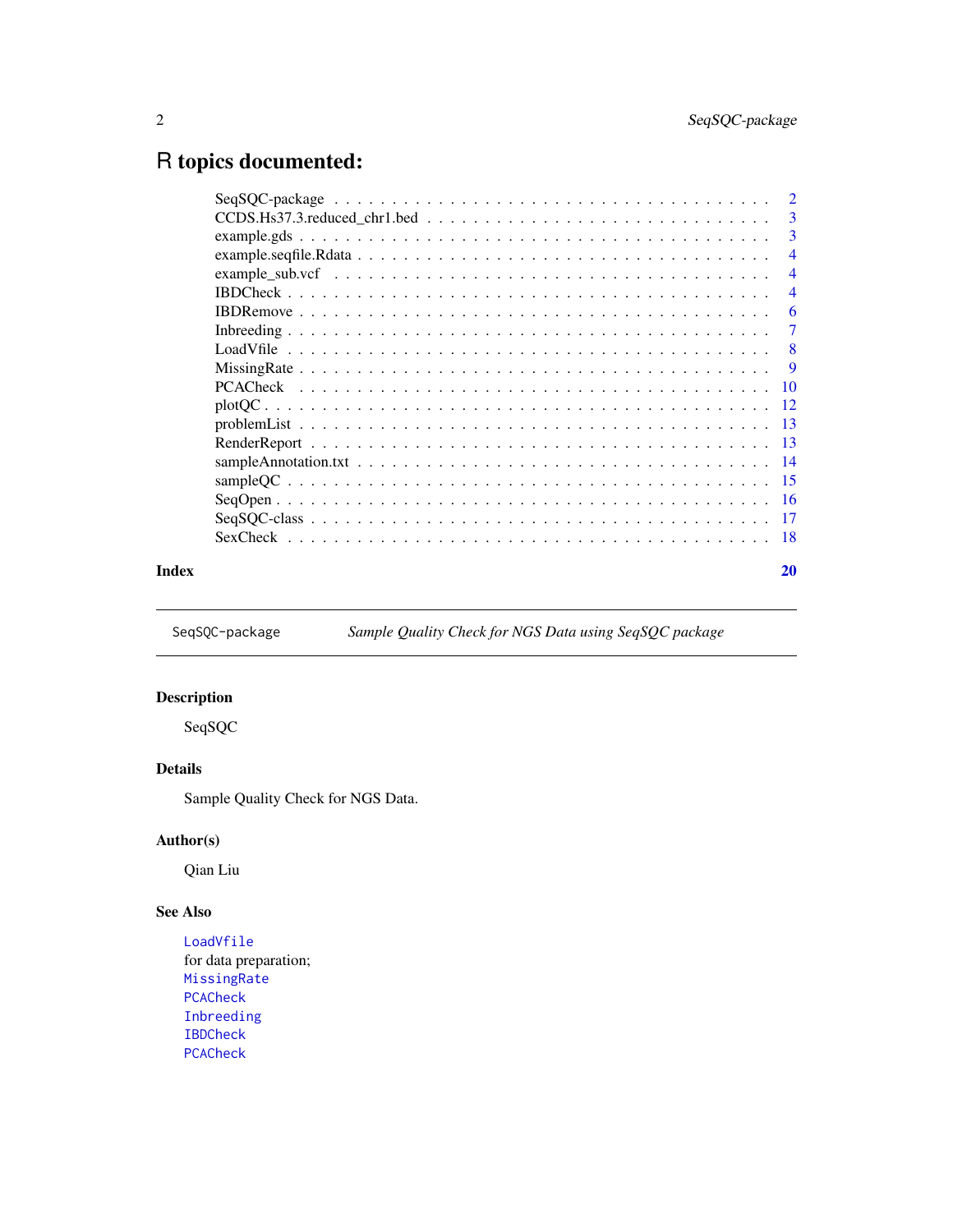# R topics documented:

| | |
|---|---|
| SeqSQC-package | 2 |
| CCDS.Hs37.3.reduced_chr1.bed | 3 |
| example.gds | 3 |
| example.seqfile.Rdata | 4 |
| example_sub.vcf | 4 |
| IBDCheck | 4 |
| IBDRemove | 6 |
| Inbreeding | 7 |
| LoadVfile | 8 |
| MissingRate | 9 |
| PCACheck | 10 |
| plotQC | 12 |
| problemList | 13 |
| RenderReport | 13 |
| sampleAnnotation.txt | 14 |
| sampleQC | 15 |
| SeqOpen | 16 |
| SeqSQC-class | 17 |
| SexCheck | 18 |

**Index** **20**

---

`SeqSQC-package` *Sample Quality Check for NGS Data using SeqSQC package*

---

### Description

SeqSQC

### Details

Sample Quality Check for NGS Data.

### Author(s)

Qian Liu

### See Also

`LoadVfile`
for data preparation;
`MissingRate`
`PCACheck`
`Inbreeding`
`IBDCheck`
`PCACheck`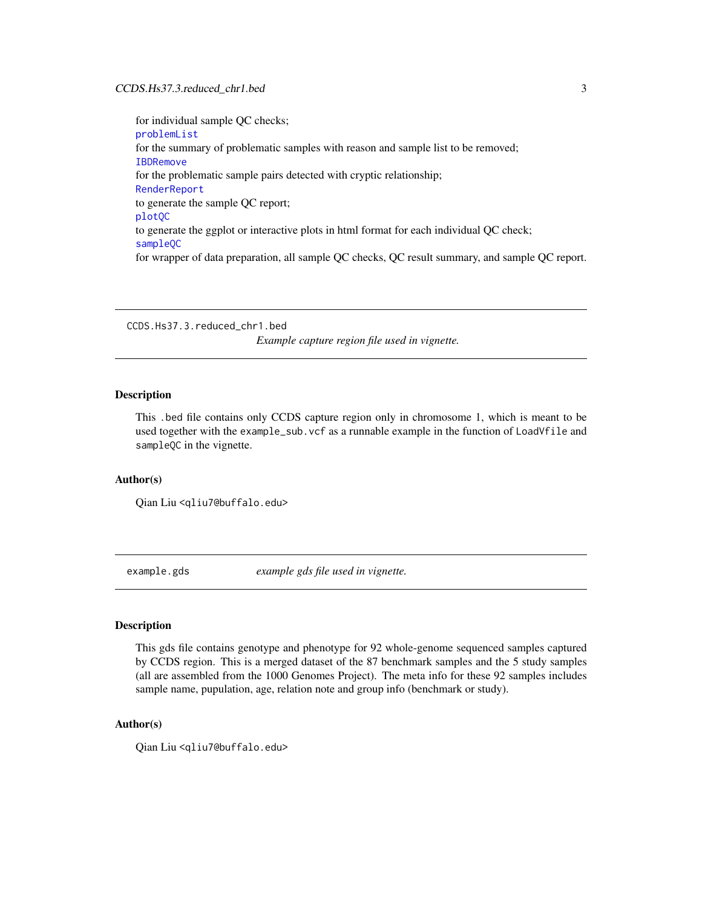for individual sample QC checks;

problemList

for the summary of problematic samples with reason and sample list to be removed;

IBDRemove

for the problematic sample pairs detected with cryptic relationship;

RenderReport

to generate the sample QC report;

plotQC

to generate the ggplot or interactive plots in html format for each individual QC check;

sampleQC

for wrapper of data preparation, all sample QC checks, QC result summary, and sample QC report.

---

## CCDS.Hs37.3.reduced_chr1.bed

*Example capture region file used in vignette.*

### Description

This `.bed` file contains only CCDS capture region only in chromosome 1, which is meant to be used together with the `example_sub.vcf` as a runnable example in the function of `LoadVfile` and `sampleQC` in the vignette.

### Author(s)

Qian Liu <qliu7@buffalo.edu>

---

## example.gds

*example gds file used in vignette.*

### Description

This gds file contains genotype and phenotype for 92 whole-genome sequenced samples captured by CCDS region. This is a merged dataset of the 87 benchmark samples and the 5 study samples (all are assembled from the 1000 Genomes Project). The meta info for these 92 samples includes sample name, pupulation, age, relation note and group info (benchmark or study).

### Author(s)

Qian Liu <qliu7@buffalo.edu>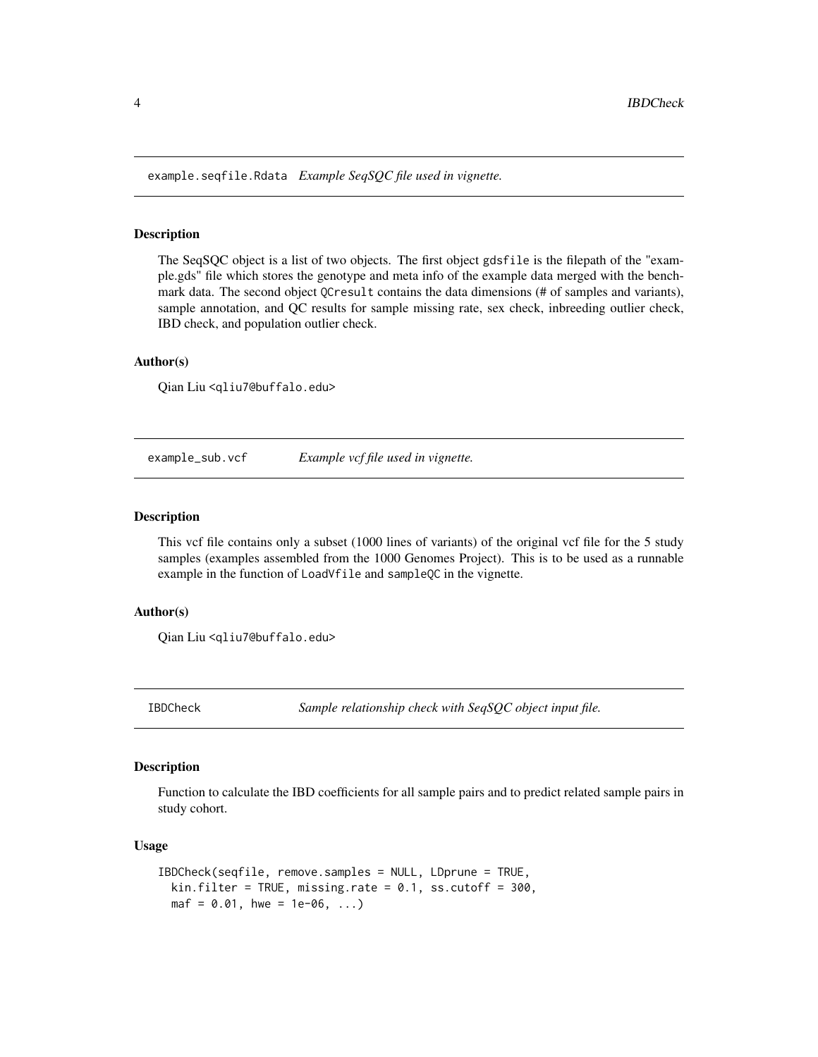## example.seqfile.Rdata *Example SeqSQC file used in vignette.*

### Description

The SeqSQC object is a list of two objects. The first object `gdsfile` is the filepath of the "example.gds" file which stores the genotype and meta info of the example data merged with the benchmark data. The second object `QCresult` contains the data dimensions (# of samples and variants), sample annotation, and QC results for sample missing rate, sex check, inbreeding outlier check, IBD check, and population outlier check.

### Author(s)

Qian Liu <qliu7@buffalo.edu>

## example_sub.vcf *Example vcf file used in vignette.*

### Description

This vcf file contains only a subset (1000 lines of variants) of the original vcf file for the 5 study samples (examples assembled from the 1000 Genomes Project). This is to be used as a runnable example in the function of `LoadVfile` and `sampleQC` in the vignette.

### Author(s)

Qian Liu <qliu7@buffalo.edu>

## IBDCheck *Sample relationship check with SeqSQC object input file.*

### Description

Function to calculate the IBD coefficients for all sample pairs and to predict related sample pairs in study cohort.

### Usage

```
IBDCheck(seqfile, remove.samples = NULL, LDprune = TRUE,
  kin.filter = TRUE, missing.rate = 0.1, ss.cutoff = 300,
  maf = 0.01, hwe = 1e-06, ...)
```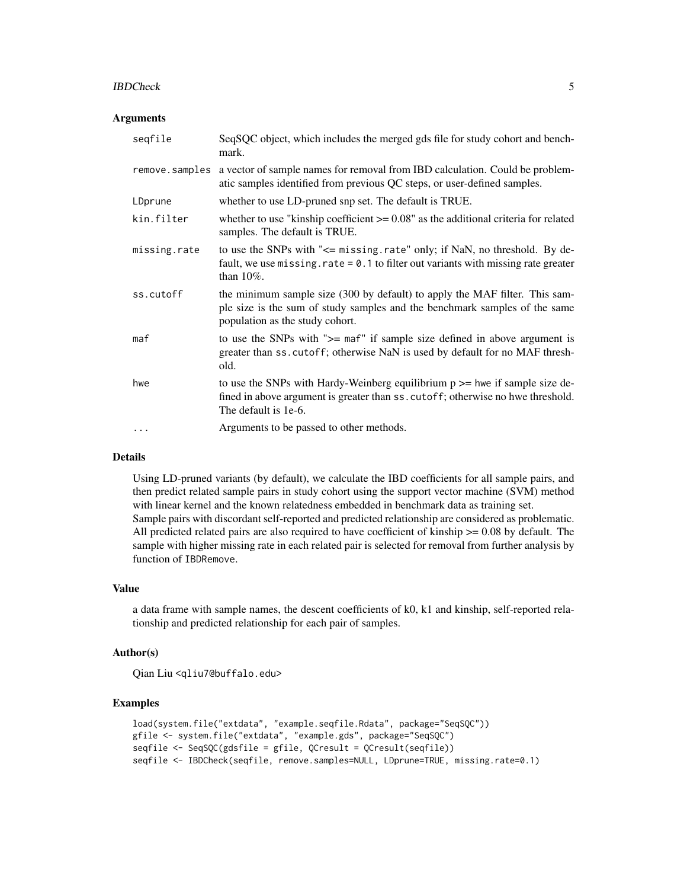## Arguments

| | |
|---|---|
| `seqfile` | SeqSQC object, which includes the merged gds file for study cohort and benchmark. |
| `remove.samples` | a vector of sample names for removal from IBD calculation. Could be problematic samples identified from previous QC steps, or user-defined samples. |
| `LDprune` | whether to use LD-pruned snp set. The default is TRUE. |
| `kin.filter` | whether to use "kinship coefficient >= 0.08" as the additional criteria for related samples. The default is TRUE. |
| `missing.rate` | to use the SNPs with "<= `missing.rate`" only; if NaN, no threshold. By default, we use `missing.rate = 0.1` to filter out variants with missing rate greater than 10%. |
| `ss.cutoff` | the minimum sample size (300 by default) to apply the MAF filter. This sample size is the sum of study samples and the benchmark samples of the same population as the study cohort. |
| `maf` | to use the SNPs with ">= `maf`" if sample size defined in above argument is greater than `ss.cutoff`; otherwise NaN is used by default for no MAF threshold. |
| `hwe` | to use the SNPs with Hardy-Weinberg equilibrium p >= `hwe` if sample size defined in above argument is greater than `ss.cutoff`; otherwise no hwe threshold. The default is 1e-6. |
| `...` | Arguments to be passed to other methods. |

## Details

Using LD-pruned variants (by default), we calculate the IBD coefficients for all sample pairs, and then predict related sample pairs in study cohort using the support vector machine (SVM) method with linear kernel and the known relatedness embedded in benchmark data as training set. Sample pairs with discordant self-reported and predicted relationship are considered as problematic. All predicted related pairs are also required to have coefficient of kinship >= 0.08 by default. The sample with higher missing rate in each related pair is selected for removal from further analysis by function of `IBDRemove`.

## Value

a data frame with sample names, the descent coefficients of k0, k1 and kinship, self-reported relationship and predicted relationship for each pair of samples.

## Author(s)

Qian Liu <qliu7@buffalo.edu>

## Examples

```
load(system.file("extdata", "example.seqfile.Rdata", package="SeqSQC"))
gfile <- system.file("extdata", "example.gds", package="SeqSQC")
seqfile <- SeqSQC(gdsfile = gfile, QCresult = QCresult(seqfile))
seqfile <- IBDCheck(seqfile, remove.samples=NULL, LDprune=TRUE, missing.rate=0.1)
```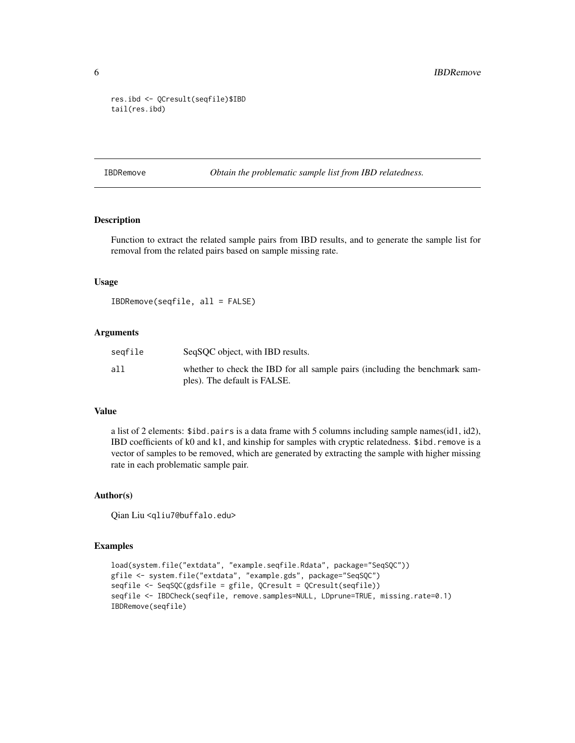```
res.ibd <- QCresult(seqfile)$IBD
tail(res.ibd)
```

## IBDRemove — *Obtain the problematic sample list from IBD relatedness.*

### Description

Function to extract the related sample pairs from IBD results, and to generate the sample list for removal from the related pairs based on sample missing rate.

### Usage

```
IBDRemove(seqfile, all = FALSE)
```

### Arguments

| | |
|---|---|
| seqfile | SeqSQC object, with IBD results. |
| all | whether to check the IBD for all sample pairs (including the benchmark samples). The default is FALSE. |

### Value

a list of 2 elements: `$ibd.pairs` is a data frame with 5 columns including sample names(id1, id2), IBD coefficients of k0 and k1, and kinship for samples with cryptic relatedness. `$ibd.remove` is a vector of samples to be removed, which are generated by extracting the sample with higher missing rate in each problematic sample pair.

### Author(s)

Qian Liu <qliu7@buffalo.edu>

### Examples

```
load(system.file("extdata", "example.seqfile.Rdata", package="SeqSQC"))
gfile <- system.file("extdata", "example.gds", package="SeqSQC")
seqfile <- SeqSQC(gdsfile = gfile, QCresult = QCresult(seqfile))
seqfile <- IBDCheck(seqfile, remove.samples=NULL, LDprune=TRUE, missing.rate=0.1)
IBDRemove(seqfile)
```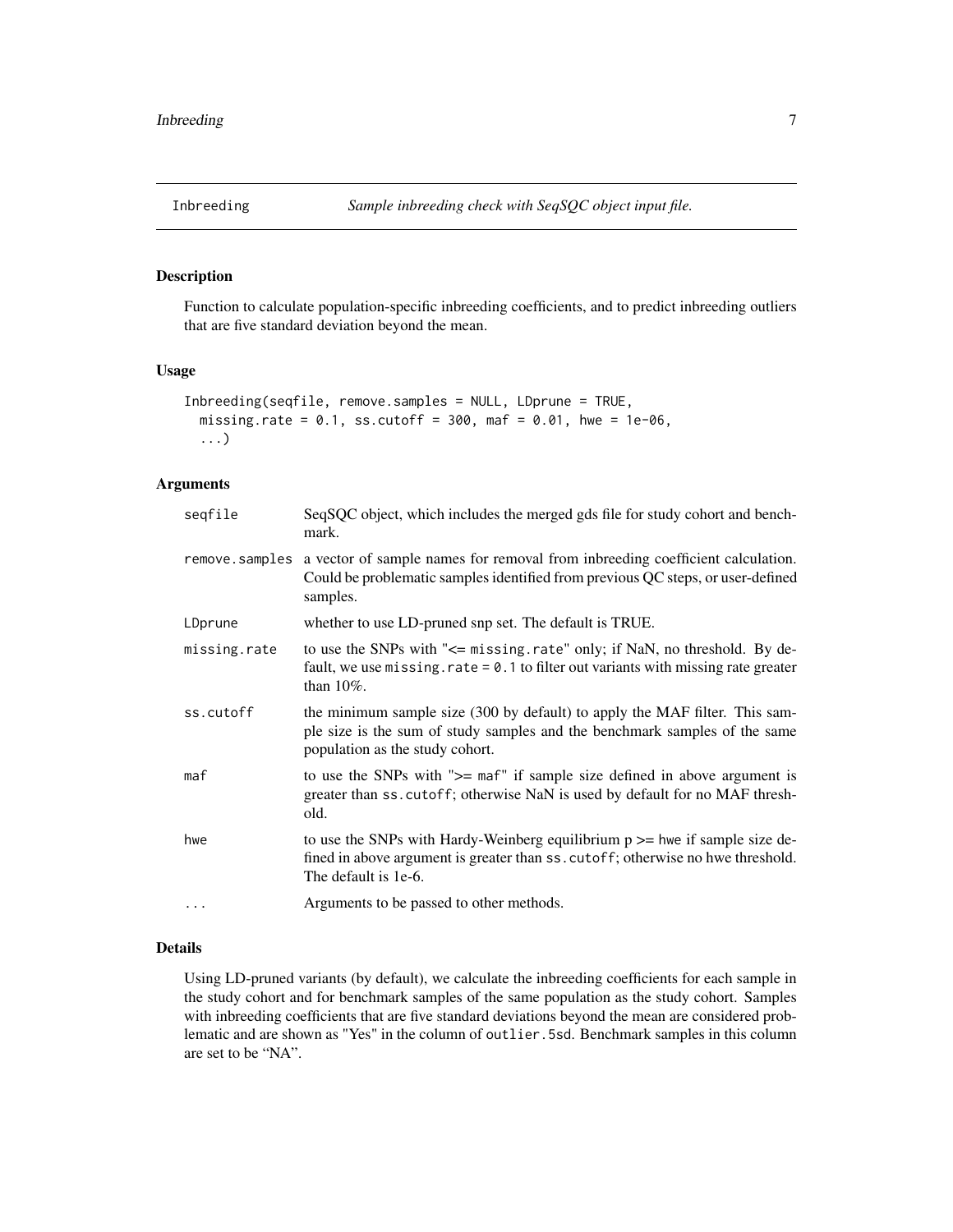Inbreeding    *Sample inbreeding check with SeqSQC object input file.*

## Description

Function to calculate population-specific inbreeding coefficients, and to predict inbreeding outliers that are five standard deviation beyond the mean.

## Usage

```
Inbreeding(seqfile, remove.samples = NULL, LDprune = TRUE,
  missing.rate = 0.1, ss.cutoff = 300, maf = 0.01, hwe = 1e-06,
  ...)
```

## Arguments

| | |
|---|---|
| `seqfile` | SeqSQC object, which includes the merged gds file for study cohort and benchmark. |
| `remove.samples` | a vector of sample names for removal from inbreeding coefficient calculation. Could be problematic samples identified from previous QC steps, or user-defined samples. |
| `LDprune` | whether to use LD-pruned snp set. The default is TRUE. |
| `missing.rate` | to use the SNPs with "<= `missing.rate`" only; if NaN, no threshold. By default, we use `missing.rate = 0.1` to filter out variants with missing rate greater than 10%. |
| `ss.cutoff` | the minimum sample size (300 by default) to apply the MAF filter. This sample size is the sum of study samples and the benchmark samples of the same population as the study cohort. |
| `maf` | to use the SNPs with ">= `maf`" if sample size defined in above argument is greater than `ss.cutoff`; otherwise NaN is used by default for no MAF threshold. |
| `hwe` | to use the SNPs with Hardy-Weinberg equilibrium p >= `hwe` if sample size defined in above argument is greater than `ss.cutoff`; otherwise no hwe threshold. The default is 1e-6. |
| `...` | Arguments to be passed to other methods. |

## Details

Using LD-pruned variants (by default), we calculate the inbreeding coefficients for each sample in the study cohort and for benchmark samples of the same population as the study cohort. Samples with inbreeding coefficients that are five standard deviations beyond the mean are considered problematic and are shown as "Yes" in the column of `outlier.5sd`. Benchmark samples in this column are set to be "NA".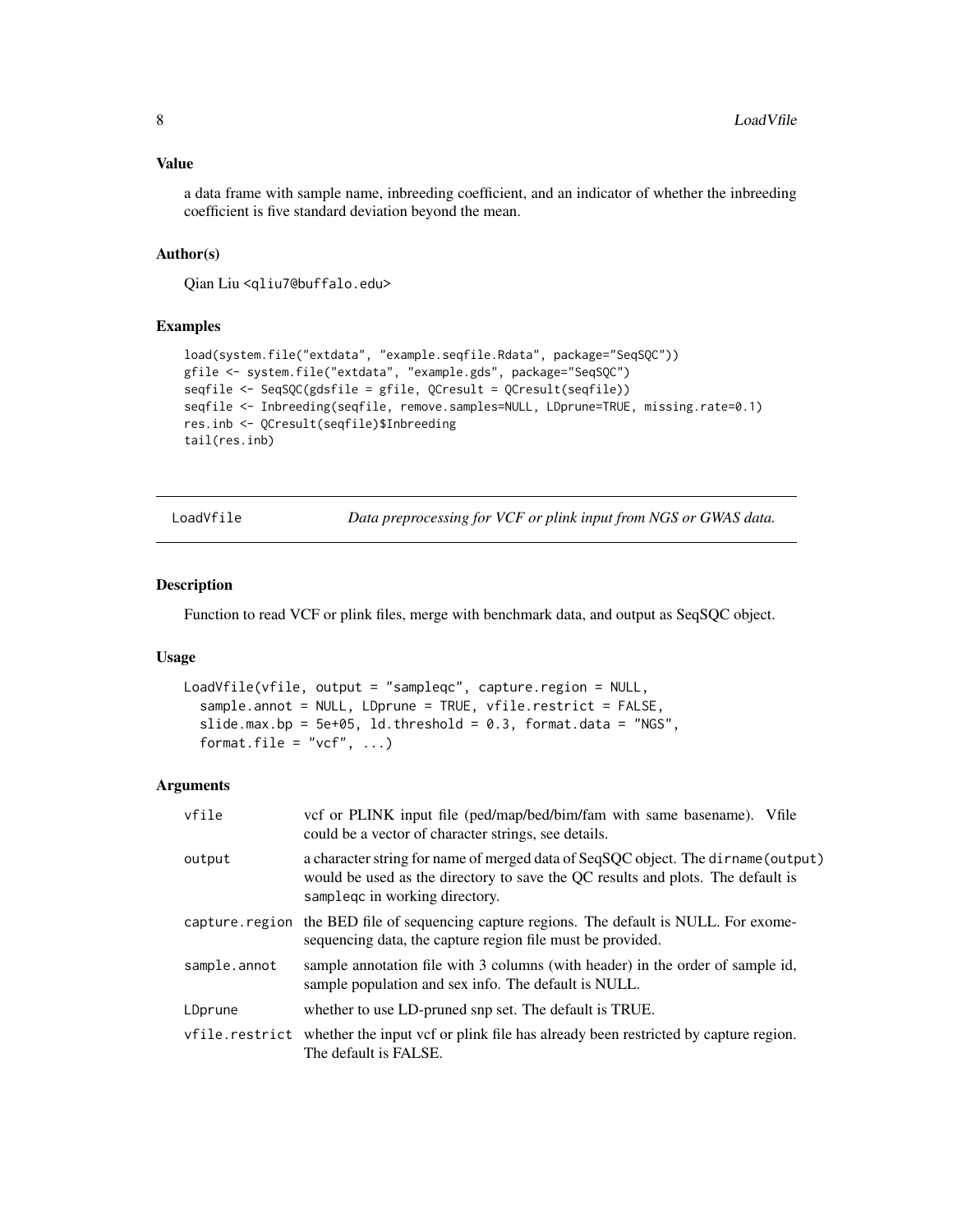## Value

a data frame with sample name, inbreeding coefficient, and an indicator of whether the inbreeding coefficient is five standard deviation beyond the mean.

## Author(s)

Qian Liu <qliu7@buffalo.edu>

## Examples

```
load(system.file("extdata", "example.seqfile.Rdata", package="SeqSQC"))
gfile <- system.file("extdata", "example.gds", package="SeqSQC")
seqfile <- SeqSQC(gdsfile = gfile, QCresult = QCresult(seqfile))
seqfile <- Inbreeding(seqfile, remove.samples=NULL, LDprune=TRUE, missing.rate=0.1)
res.inb <- QCresult(seqfile)$Inbreeding
tail(res.inb)
```

---

# LoadVfile — *Data preprocessing for VCF or plink input from NGS or GWAS data.*

## Description

Function to read VCF or plink files, merge with benchmark data, and output as SeqSQC object.

## Usage

```
LoadVfile(vfile, output = "sampleqc", capture.region = NULL,
  sample.annot = NULL, LDprune = TRUE, vfile.restrict = FALSE,
  slide.max.bp = 5e+05, ld.threshold = 0.3, format.data = "NGS",
  format.file = "vcf", ...)
```

## Arguments

| | |
|---|---|
| `vfile` | vcf or PLINK input file (ped/map/bed/bim/fam with same basename). Vfile could be a vector of character strings, see details. |
| `output` | a character string for name of merged data of SeqSQC object. The `dirname(output)` would be used as the directory to save the QC results and plots. The default is `sampleqc` in working directory. |
| `capture.region` | the BED file of sequencing capture regions. The default is NULL. For exome-sequencing data, the capture region file must be provided. |
| `sample.annot` | sample annotation file with 3 columns (with header) in the order of sample id, sample population and sex info. The default is NULL. |
| `LDprune` | whether to use LD-pruned snp set. The default is TRUE. |
| `vfile.restrict` | whether the input vcf or plink file has already been restricted by capture region. The default is FALSE. |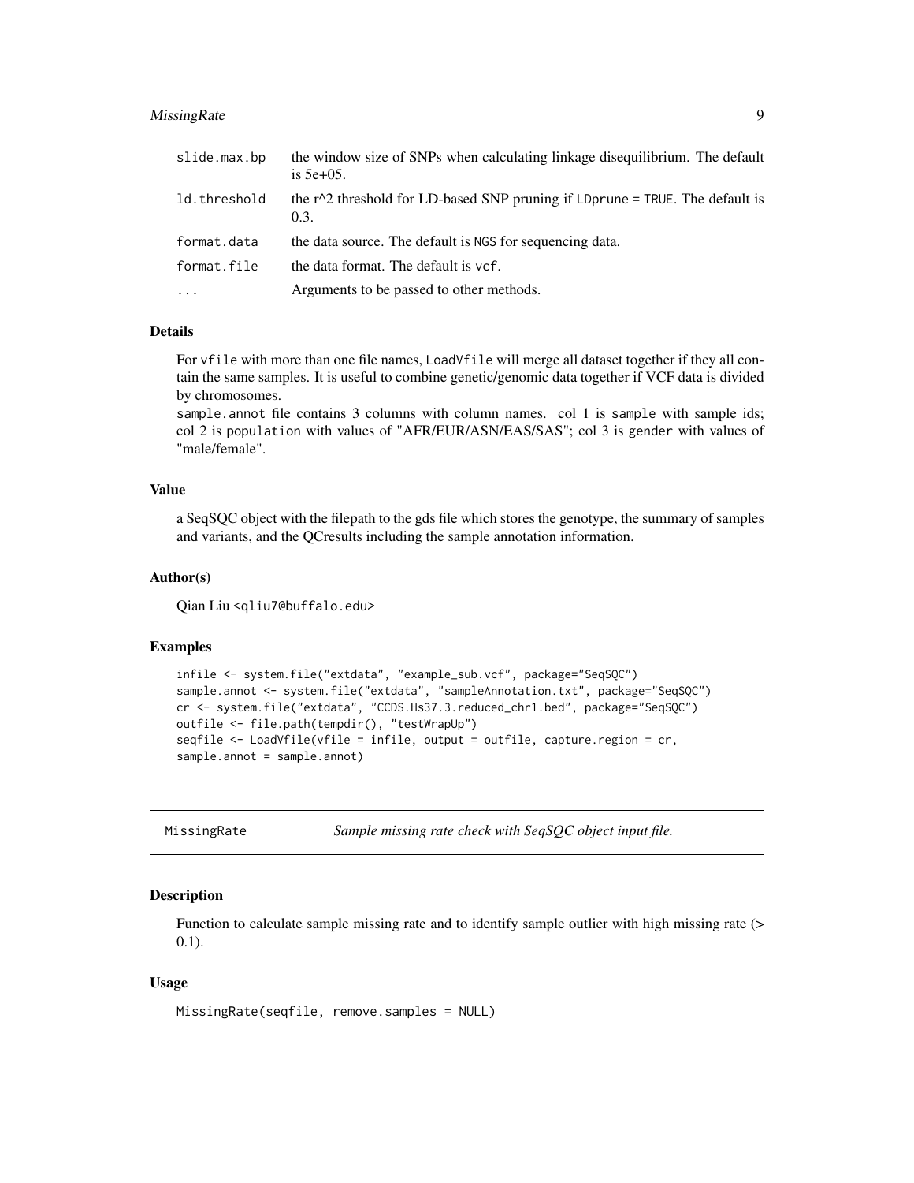| | |
|---|---|
| slide.max.bp | the window size of SNPs when calculating linkage disequilibrium. The default is 5e+05. |
| ld.threshold | the r^2 threshold for LD-based SNP pruning if LDprune = TRUE. The default is 0.3. |
| format.data | the data source. The default is NGS for sequencing data. |
| format.file | the data format. The default is vcf. |
| ... | Arguments to be passed to other methods. |

### Details

For vfile with more than one file names, LoadVfile will merge all dataset together if they all contain the same samples. It is useful to combine genetic/genomic data together if VCF data is divided by chromosomes.
sample.annot file contains 3 columns with column names. col 1 is sample with sample ids; col 2 is population with values of "AFR/EUR/ASN/EAS/SAS"; col 3 is gender with values of "male/female".

### Value

a SeqSQC object with the filepath to the gds file which stores the genotype, the summary of samples and variants, and the QCresults including the sample annotation information.

### Author(s)

Qian Liu <qliu7@buffalo.edu>

### Examples

```
infile <- system.file("extdata", "example_sub.vcf", package="SeqSQC")
sample.annot <- system.file("extdata", "sampleAnnotation.txt", package="SeqSQC")
cr <- system.file("extdata", "CCDS.Hs37.3.reduced_chr1.bed", package="SeqSQC")
outfile <- file.path(tempdir(), "testWrapUp")
seqfile <- LoadVfile(vfile = infile, output = outfile, capture.region = cr,
sample.annot = sample.annot)
```

---

## MissingRate — *Sample missing rate check with SeqSQC object input file.*

### Description

Function to calculate sample missing rate and to identify sample outlier with high missing rate (> 0.1).

### Usage

```
MissingRate(seqfile, remove.samples = NULL)
```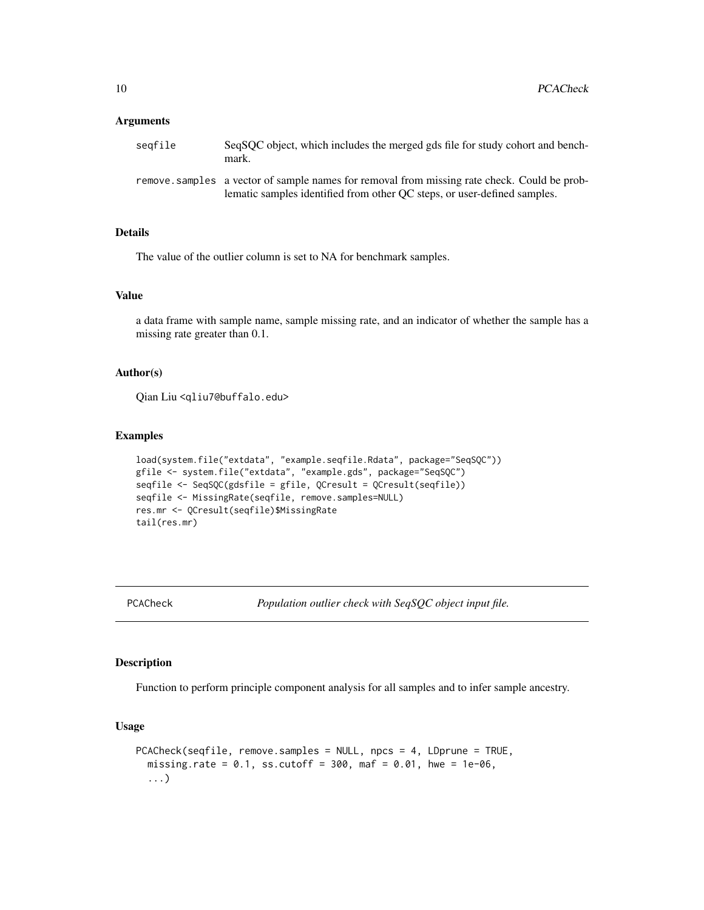### Arguments

| | |
|---|---|
| seqfile | SeqSQC object, which includes the merged gds file for study cohort and benchmark. |
| remove.samples | a vector of sample names for removal from missing rate check. Could be problematic samples identified from other QC steps, or user-defined samples. |

### Details

The value of the outlier column is set to NA for benchmark samples.

### Value

a data frame with sample name, sample missing rate, and an indicator of whether the sample has a missing rate greater than 0.1.

### Author(s)

Qian Liu <qliu7@buffalo.edu>

### Examples

```
load(system.file("extdata", "example.seqfile.Rdata", package="SeqSQC"))
gfile <- system.file("extdata", "example.gds", package="SeqSQC")
seqfile <- SeqSQC(gdsfile = gfile, QCresult = QCresult(seqfile))
seqfile <- MissingRate(seqfile, remove.samples=NULL)
res.mr <- QCresult(seqfile)$MissingRate
tail(res.mr)
```

---

## PCACheck — *Population outlier check with SeqSQC object input file.*

### Description

Function to perform principle component analysis for all samples and to infer sample ancestry.

### Usage

```
PCACheck(seqfile, remove.samples = NULL, npcs = 4, LDprune = TRUE,
  missing.rate = 0.1, ss.cutoff = 300, maf = 0.01, hwe = 1e-06,
  ...)
```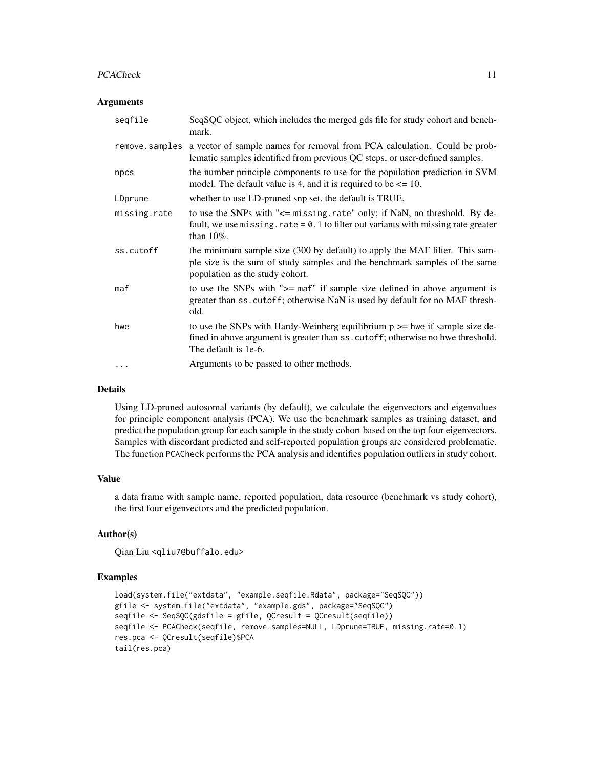### Arguments

| | |
|---|---|
| seqfile | SeqSQC object, which includes the merged gds file for study cohort and benchmark. |
| remove.samples | a vector of sample names for removal from PCA calculation. Could be problematic samples identified from previous QC steps, or user-defined samples. |
| npcs | the number principle components to use for the population prediction in SVM model. The default value is 4, and it is required to be <= 10. |
| LDprune | whether to use LD-pruned snp set, the default is TRUE. |
| missing.rate | to use the SNPs with "<= `missing.rate`" only; if NaN, no threshold. By default, we use `missing.rate = 0.1` to filter out variants with missing rate greater than 10%. |
| ss.cutoff | the minimum sample size (300 by default) to apply the MAF filter. This sample size is the sum of study samples and the benchmark samples of the same population as the study cohort. |
| maf | to use the SNPs with ">= `maf`" if sample size defined in above argument is greater than `ss.cutoff`; otherwise NaN is used by default for no MAF threshold. |
| hwe | to use the SNPs with Hardy-Weinberg equilibrium p >= hwe if sample size defined in above argument is greater than `ss.cutoff`; otherwise no hwe threshold. The default is 1e-6. |
| ... | Arguments to be passed to other methods. |

### Details

Using LD-pruned autosomal variants (by default), we calculate the eigenvectors and eigenvalues for principle component analysis (PCA). We use the benchmark samples as training dataset, and predict the population group for each sample in the study cohort based on the top four eigenvectors. Samples with discordant predicted and self-reported population groups are considered problematic. The function `PCACheck` performs the PCA analysis and identifies population outliers in study cohort.

### Value

a data frame with sample name, reported population, data resource (benchmark vs study cohort), the first four eigenvectors and the predicted population.

### Author(s)

Qian Liu <qliu7@buffalo.edu>

### Examples

```
load(system.file("extdata", "example.seqfile.Rdata", package="SeqSQC"))
gfile <- system.file("extdata", "example.gds", package="SeqSQC")
seqfile <- SeqSQC(gdsfile = gfile, QCresult = QCresult(seqfile))
seqfile <- PCACheck(seqfile, remove.samples=NULL, LDprune=TRUE, missing.rate=0.1)
res.pca <- QCresult(seqfile)$PCA
tail(res.pca)
```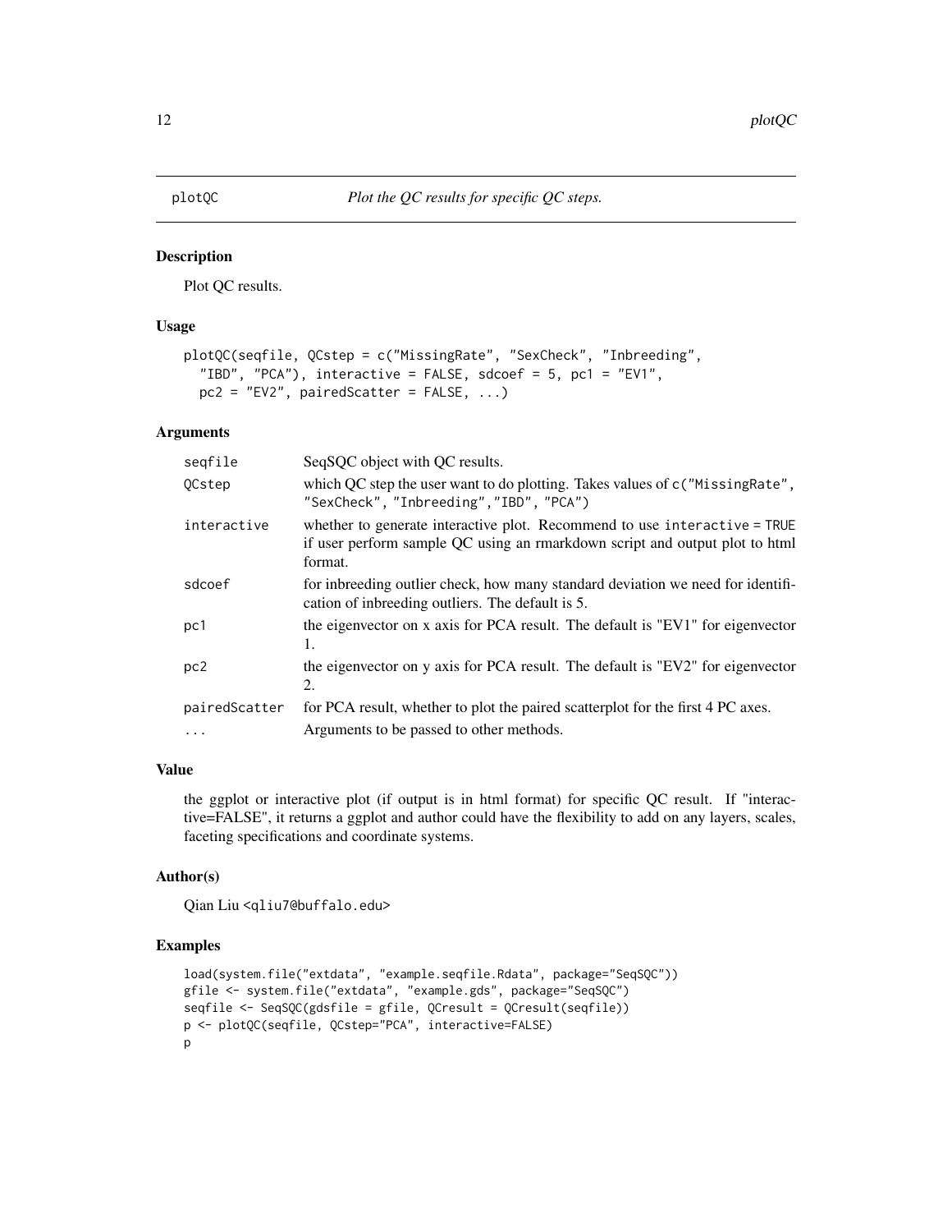# plotQC — *Plot the QC results for specific QC steps.*

## Description

Plot QC results.

## Usage

```
plotQC(seqfile, QCstep = c("MissingRate", "SexCheck", "Inbreeding",
  "IBD", "PCA"), interactive = FALSE, sdcoef = 5, pc1 = "EV1",
  pc2 = "EV2", pairedScatter = FALSE, ...)
```

## Arguments

| Argument | Description |
|---|---|
| `seqfile` | SeqSQC object with QC results. |
| `QCstep` | which QC step the user want to do plotting. Takes values of `c("MissingRate", "SexCheck", "Inbreeding","IBD", "PCA")` |
| `interactive` | whether to generate interactive plot. Recommend to use `interactive = TRUE` if user perform sample QC using an rmarkdown script and output plot to html format. |
| `sdcoef` | for inbreeding outlier check, how many standard deviation we need for identification of inbreeding outliers. The default is 5. |
| `pc1` | the eigenvector on x axis for PCA result. The default is "EV1" for eigenvector 1. |
| `pc2` | the eigenvector on y axis for PCA result. The default is "EV2" for eigenvector 2. |
| `pairedScatter` | for PCA result, whether to plot the paired scatterplot for the first 4 PC axes. |
| `...` | Arguments to be passed to other methods. |

## Value

the ggplot or interactive plot (if output is in html format) for specific QC result. If "interactive=FALSE", it returns a ggplot and author could have the flexibility to add on any layers, scales, faceting specifications and coordinate systems.

## Author(s)

Qian Liu <qliu7@buffalo.edu>

## Examples

```
load(system.file("extdata", "example.seqfile.Rdata", package="SeqSQC"))
gfile <- system.file("extdata", "example.gds", package="SeqSQC")
seqfile <- SeqSQC(gdsfile = gfile, QCresult = QCresult(seqfile))
p <- plotQC(seqfile, QCstep="PCA", interactive=FALSE)
p
```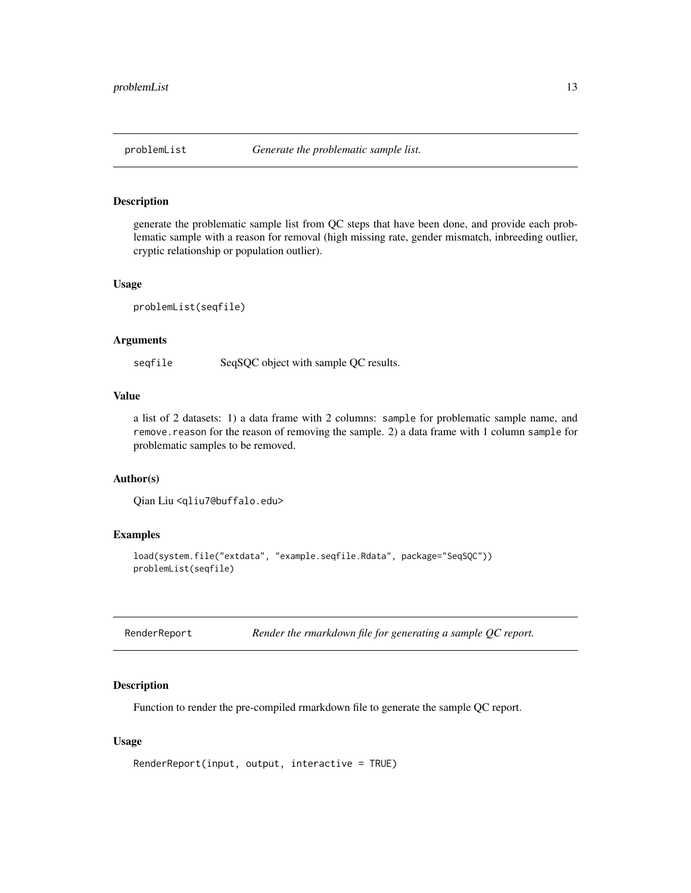## problemList — *Generate the problematic sample list.*

### Description

generate the problematic sample list from QC steps that have been done, and provide each problematic sample with a reason for removal (high missing rate, gender mismatch, inbreeding outlier, cryptic relationship or population outlier).

### Usage

```
problemList(seqfile)
```

### Arguments

| | |
|---|---|
| seqfile | SeqSQC object with sample QC results. |

### Value

a list of 2 datasets: 1) a data frame with 2 columns: `sample` for problematic sample name, and `remove.reason` for the reason of removing the sample. 2) a data frame with 1 column `sample` for problematic samples to be removed.

### Author(s)

Qian Liu <qliu7@buffalo.edu>

### Examples

```
load(system.file("extdata", "example.seqfile.Rdata", package="SeqSQC"))
problemList(seqfile)
```

## RenderReport — *Render the rmarkdown file for generating a sample QC report.*

### Description

Function to render the pre-compiled rmarkdown file to generate the sample QC report.

### Usage

```
RenderReport(input, output, interactive = TRUE)
```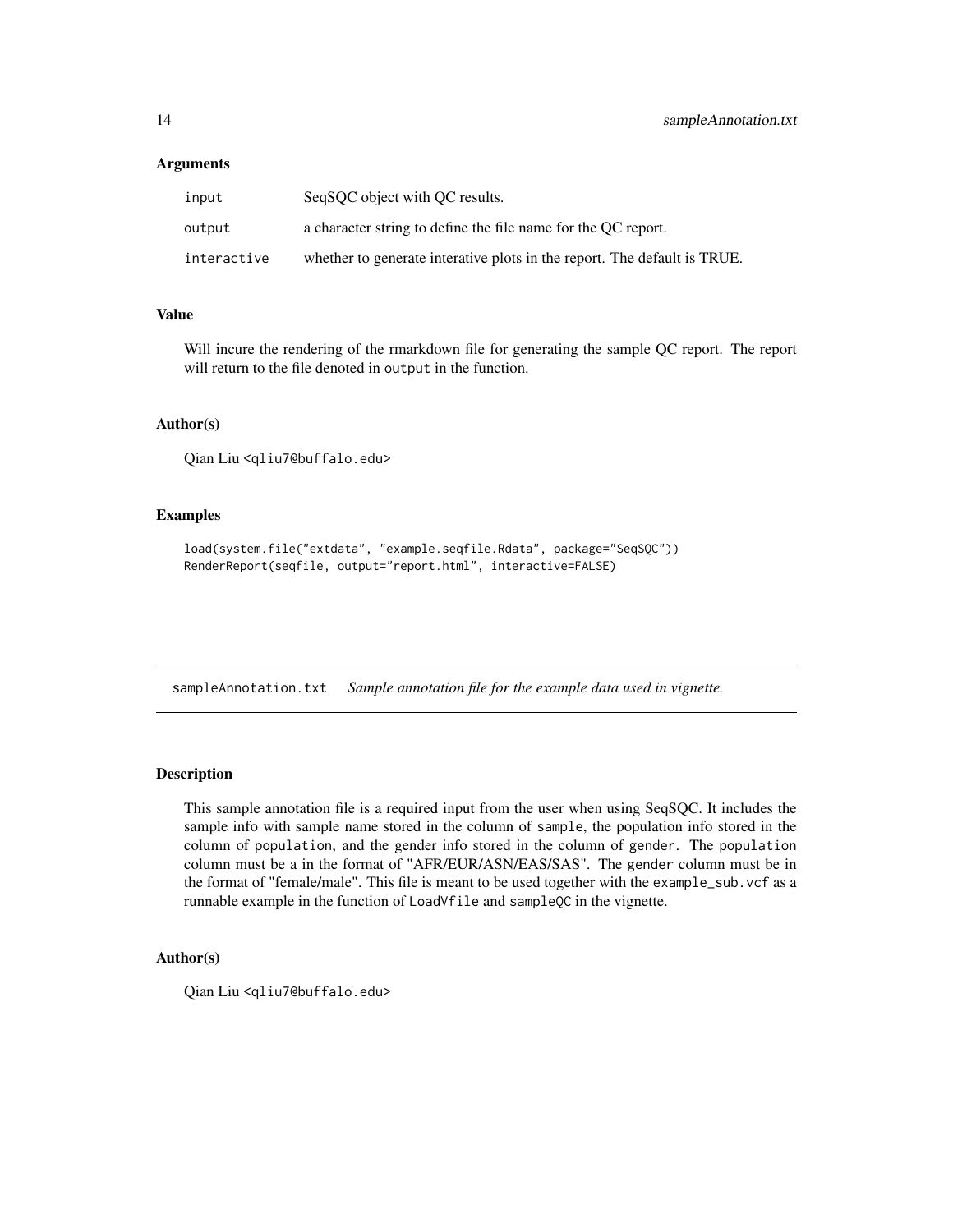### Arguments

| | |
|---|---|
| `input` | SeqSQC object with QC results. |
| `output` | a character string to define the file name for the QC report. |
| `interactive` | whether to generate interative plots in the report. The default is TRUE. |

### Value

Will incure the rendering of the rmarkdown file for generating the sample QC report. The report will return to the file denoted in `output` in the function.

### Author(s)

Qian Liu <qliu7@buffalo.edu>

### Examples

```
load(system.file("extdata", "example.seqfile.Rdata", package="SeqSQC"))
RenderReport(seqfile, output="report.html", interactive=FALSE)
```

---

## `sampleAnnotation.txt` *Sample annotation file for the example data used in vignette.*

---

### Description

This sample annotation file is a required input from the user when using SeqSQC. It includes the sample info with sample name stored in the column of `sample`, the population info stored in the column of `population`, and the gender info stored in the column of `gender`. The `population` column must be a in the format of "AFR/EUR/ASN/EAS/SAS". The `gender` column must be in the format of "female/male". This file is meant to be used together with the `example_sub.vcf` as a runnable example in the function of `LoadVfile` and `sampleQC` in the vignette.

### Author(s)

Qian Liu <qliu7@buffalo.edu>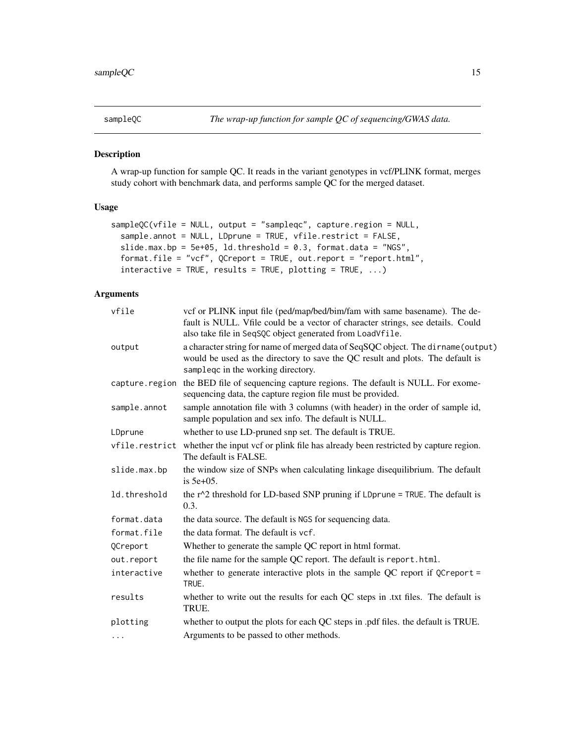## sampleQC — *The wrap-up function for sample QC of sequencing/GWAS data.*

### Description

A wrap-up function for sample QC. It reads in the variant genotypes in vcf/PLINK format, merges study cohort with benchmark data, and performs sample QC for the merged dataset.

### Usage

```
sampleQC(vfile = NULL, output = "sampleqc", capture.region = NULL,
  sample.annot = NULL, LDprune = TRUE, vfile.restrict = FALSE,
  slide.max.bp = 5e+05, ld.threshold = 0.3, format.data = "NGS",
  format.file = "vcf", QCreport = TRUE, out.report = "report.html",
  interactive = TRUE, results = TRUE, plotting = TRUE, ...)
```

### Arguments

| Argument | Description |
|---|---|
| `vfile` | vcf or PLINK input file (ped/map/bed/bim/fam with same basename). The default is NULL. Vfile could be a vector of character strings, see details. Could also take file in `SeqSQC` object generated from `LoadVfile`. |
| `output` | a character string for name of merged data of SeqSQC object. The `dirname(output)` would be used as the directory to save the QC result and plots. The default is `sampleqc` in the working directory. |
| `capture.region` | the BED file of sequencing capture regions. The default is NULL. For exome-sequencing data, the capture region file must be provided. |
| `sample.annot` | sample annotation file with 3 columns (with header) in the order of sample id, sample population and sex info. The default is NULL. |
| `LDprune` | whether to use LD-pruned snp set. The default is TRUE. |
| `vfile.restrict` | whether the input vcf or plink file has already been restricted by capture region. The default is FALSE. |
| `slide.max.bp` | the window size of SNPs when calculating linkage disequilibrium. The default is 5e+05. |
| `ld.threshold` | the r^2 threshold for LD-based SNP pruning if `LDprune = TRUE`. The default is 0.3. |
| `format.data` | the data source. The default is `NGS` for sequencing data. |
| `format.file` | the data format. The default is `vcf`. |
| `QCreport` | Whether to generate the sample QC report in html format. |
| `out.report` | the file name for the sample QC report. The default is `report.html`. |
| `interactive` | whether to generate interactive plots in the sample QC report if `QCreport = TRUE`. |
| `results` | whether to write out the results for each QC steps in .txt files. The default is TRUE. |
| `plotting` | whether to output the plots for each QC steps in .pdf files. the default is TRUE. |
| `...` | Arguments to be passed to other methods. |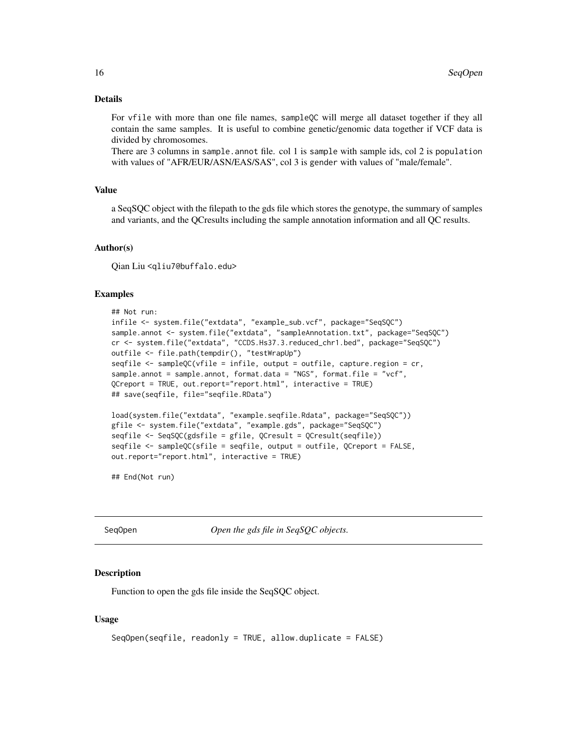### Details

For `vfile` with more than one file names, `sampleQC` will merge all dataset together if they all contain the same samples. It is useful to combine genetic/genomic data together if VCF data is divided by chromosomes.
There are 3 columns in `sample.annot` file. col 1 is `sample` with sample ids, col 2 is `population` with values of "AFR/EUR/ASN/EAS/SAS", col 3 is `gender` with values of "male/female".

### Value

a SeqSQC object with the filepath to the gds file which stores the genotype, the summary of samples and variants, and the QCresults including the sample annotation information and all QC results.

### Author(s)

Qian Liu <qliu7@buffalo.edu>

### Examples

```
## Not run:
infile <- system.file("extdata", "example_sub.vcf", package="SeqSQC")
sample.annot <- system.file("extdata", "sampleAnnotation.txt", package="SeqSQC")
cr <- system.file("extdata", "CCDS.Hs37.3.reduced_chr1.bed", package="SeqSQC")
outfile <- file.path(tempdir(), "testWrapUp")
seqfile <- sampleQC(vfile = infile, output = outfile, capture.region = cr,
sample.annot = sample.annot, format.data = "NGS", format.file = "vcf",
QCreport = TRUE, out.report="report.html", interactive = TRUE)
## save(seqfile, file="seqfile.RData")

load(system.file("extdata", "example.seqfile.Rdata", package="SeqSQC"))
gfile <- system.file("extdata", "example.gds", package="SeqSQC")
seqfile <- SeqSQC(gdsfile = gfile, QCresult = QCresult(seqfile))
seqfile <- sampleQC(sfile = seqfile, output = outfile, QCreport = FALSE,
out.report="report.html", interactive = TRUE)

## End(Not run)
```

---

## SeqOpen — *Open the gds file in SeqSQC objects.*

---

### Description

Function to open the gds file inside the SeqSQC object.

### Usage

```
SeqOpen(seqfile, readonly = TRUE, allow.duplicate = FALSE)
```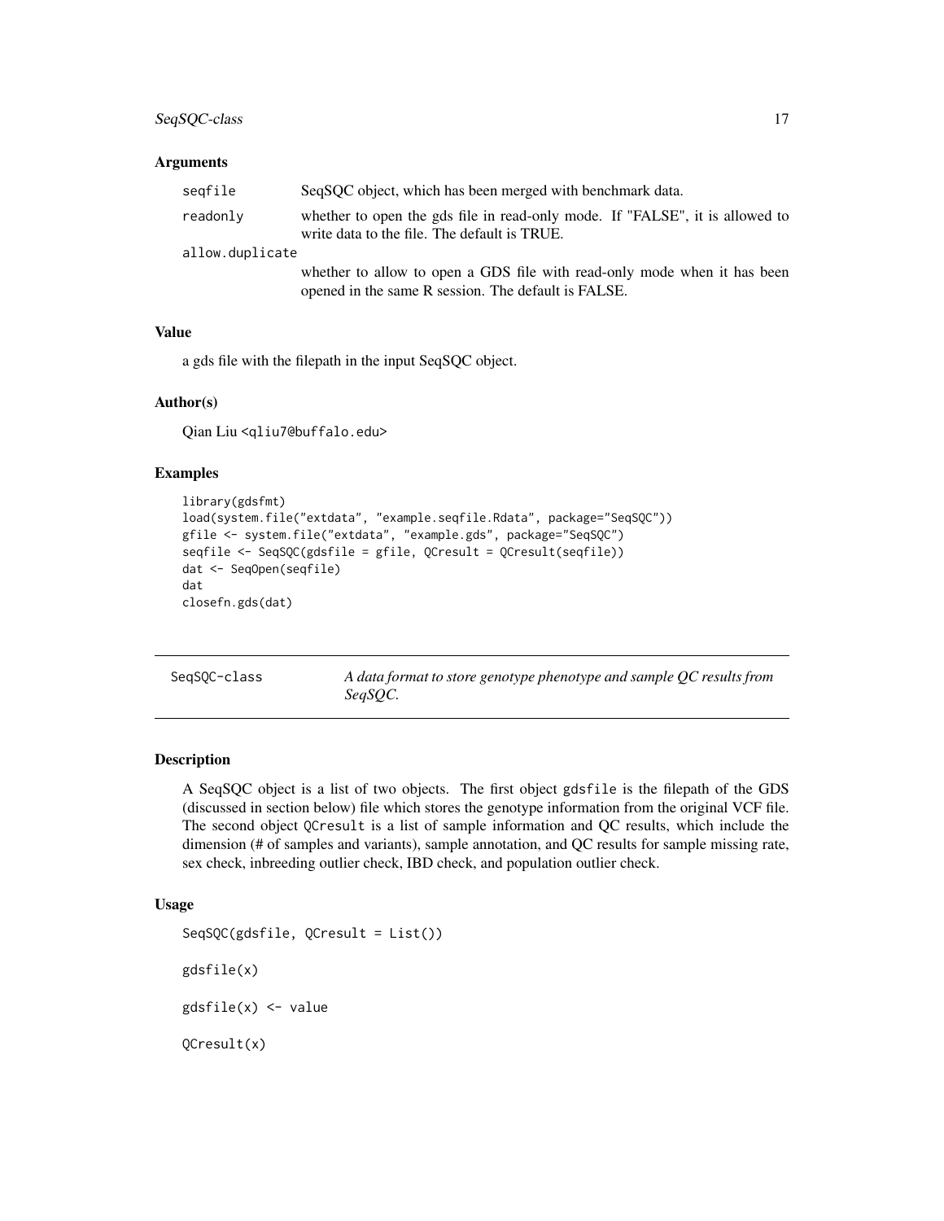### Arguments

| | |
|---|---|
| seqfile | SeqSQC object, which has been merged with benchmark data. |
| readonly | whether to open the gds file in read-only mode. If "FALSE", it is allowed to write data to the file. The default is TRUE. |
| allow.duplicate | whether to allow to open a GDS file with read-only mode when it has been opened in the same R session. The default is FALSE. |

### Value

a gds file with the filepath in the input SeqSQC object.

### Author(s)

Qian Liu <qliu7@buffalo.edu>

### Examples

```
library(gdsfmt)
load(system.file("extdata", "example.seqfile.Rdata", package="SeqSQC"))
gfile <- system.file("extdata", "example.gds", package="SeqSQC")
seqfile <- SeqSQC(gdsfile = gfile, QCresult = QCresult(seqfile))
dat <- SeqOpen(seqfile)
dat
closefn.gds(dat)
```

---

## SeqSQC-class — *A data format to store genotype phenotype and sample QC results from SeqSQC.*

---

### Description

A SeqSQC object is a list of two objects. The first object gdsfile is the filepath of the GDS (discussed in section below) file which stores the genotype information from the original VCF file. The second object QCresult is a list of sample information and QC results, which include the dimension (# of samples and variants), sample annotation, and QC results for sample missing rate, sex check, inbreeding outlier check, IBD check, and population outlier check.

### Usage

```
SeqSQC(gdsfile, QCresult = List())

gdsfile(x)

gdsfile(x) <- value

QCresult(x)
```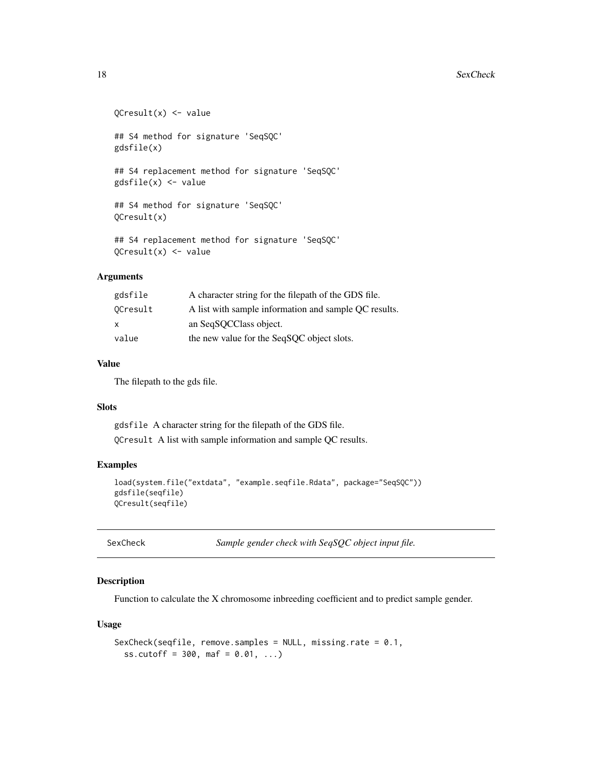```
QCresult(x) <- value

## S4 method for signature 'SeqSQC'
gdsfile(x)

## S4 replacement method for signature 'SeqSQC'
gdsfile(x) <- value

## S4 method for signature 'SeqSQC'
QCresult(x)

## S4 replacement method for signature 'SeqSQC'
QCresult(x) <- value
```

### Arguments

| | |
|---|---|
| gdsfile | A character string for the filepath of the GDS file. |
| QCresult | A list with sample information and sample QC results. |
| x | an SeqSQCClass object. |
| value | the new value for the SeqSQC object slots. |

### Value

The filepath to the gds file.

### Slots

`gdsfile` A character string for the filepath of the GDS file.

`QCresult` A list with sample information and sample QC results.

### Examples

```
load(system.file("extdata", "example.seqfile.Rdata", package="SeqSQC"))
gdsfile(seqfile)
QCresult(seqfile)
```

---

## SexCheck — *Sample gender check with SeqSQC object input file.*

---

### Description

Function to calculate the X chromosome inbreeding coefficient and to predict sample gender.

### Usage

```
SexCheck(seqfile, remove.samples = NULL, missing.rate = 0.1,
  ss.cutoff = 300, maf = 0.01, ...)
```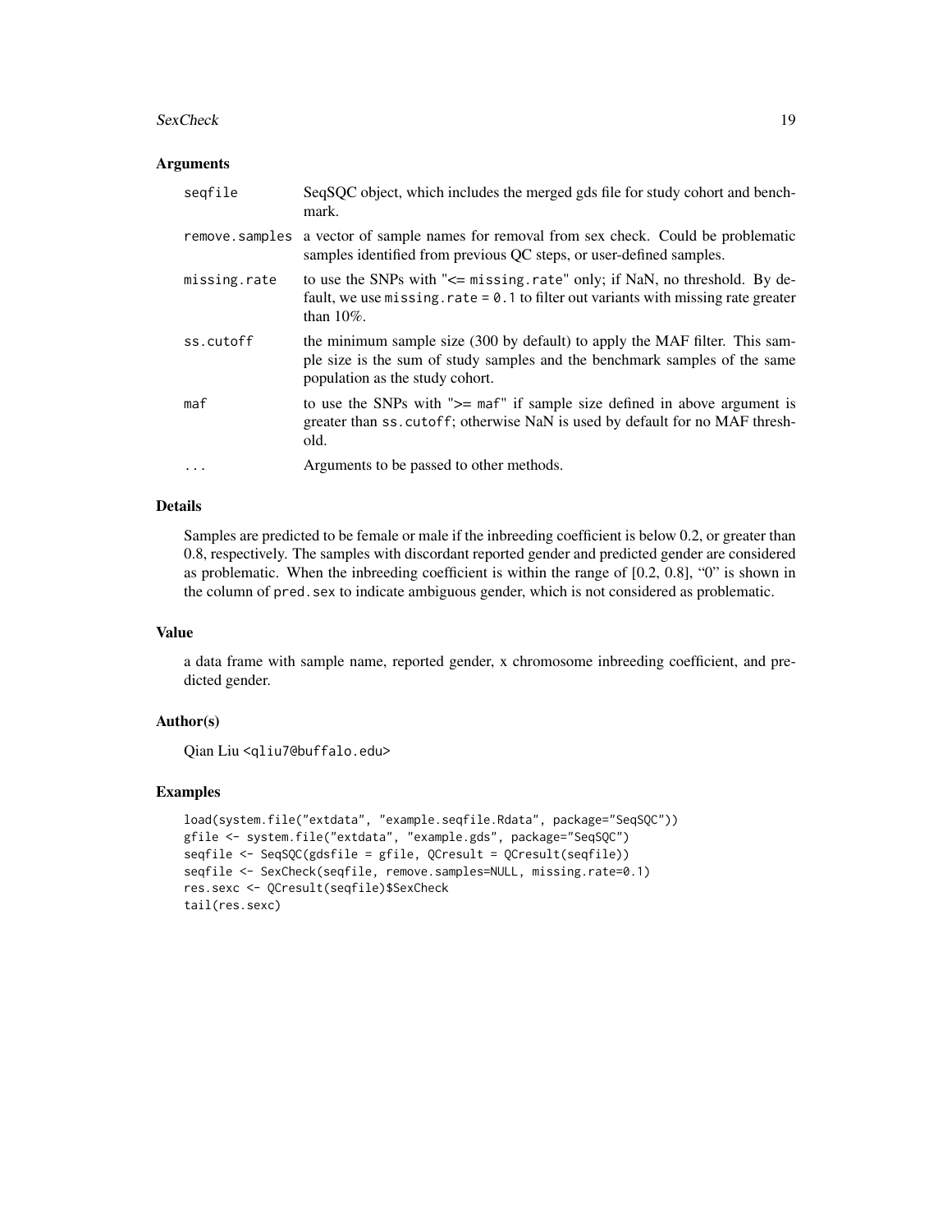### Arguments

| | |
|---|---|
| seqfile | SeqSQC object, which includes the merged gds file for study cohort and benchmark. |
| remove.samples | a vector of sample names for removal from sex check. Could be problematic samples identified from previous QC steps, or user-defined samples. |
| missing.rate | to use the SNPs with "<= missing.rate" only; if NaN, no threshold. By default, we use missing.rate = 0.1 to filter out variants with missing rate greater than 10%. |
| ss.cutoff | the minimum sample size (300 by default) to apply the MAF filter. This sample size is the sum of study samples and the benchmark samples of the same population as the study cohort. |
| maf | to use the SNPs with ">= maf" if sample size defined in above argument is greater than ss.cutoff; otherwise NaN is used by default for no MAF threshold. |
| ... | Arguments to be passed to other methods. |

### Details

Samples are predicted to be female or male if the inbreeding coefficient is below 0.2, or greater than 0.8, respectively. The samples with discordant reported gender and predicted gender are considered as problematic. When the inbreeding coefficient is within the range of [0.2, 0.8], "0" is shown in the column of pred.sex to indicate ambiguous gender, which is not considered as problematic.

### Value

a data frame with sample name, reported gender, x chromosome inbreeding coefficient, and predicted gender.

### Author(s)

Qian Liu <qliu7@buffalo.edu>

### Examples

```
load(system.file("extdata", "example.seqfile.Rdata", package="SeqSQC"))
gfile <- system.file("extdata", "example.gds", package="SeqSQC")
seqfile <- SeqSQC(gdsfile = gfile, QCresult = QCresult(seqfile))
seqfile <- SexCheck(seqfile, remove.samples=NULL, missing.rate=0.1)
res.sexc <- QCresult(seqfile)$SexCheck
tail(res.sexc)
```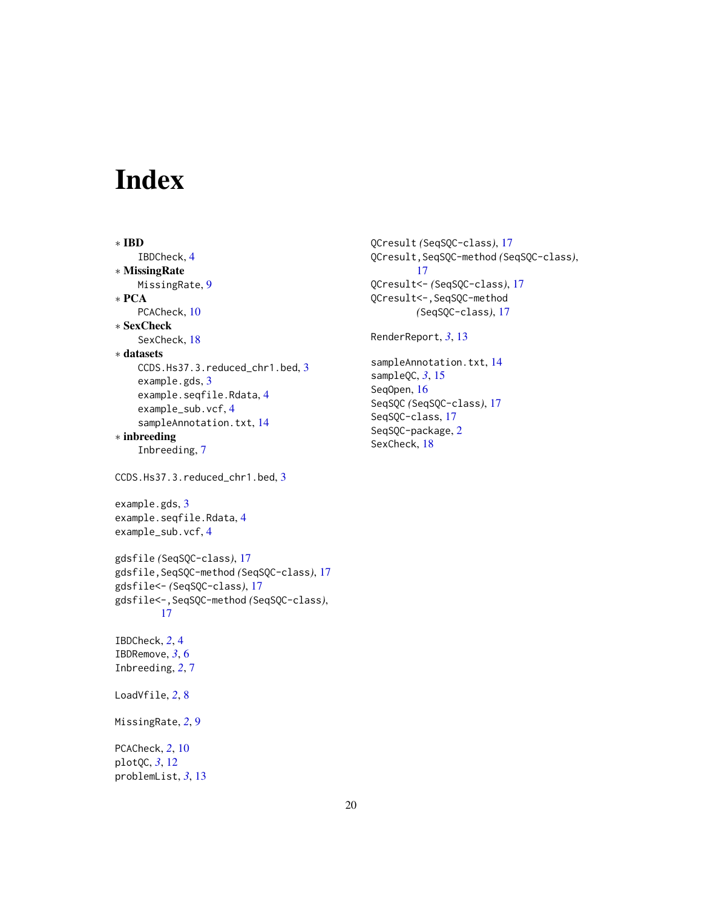# Index

∗ **IBD**
  IBDCheck, 4
∗ **MissingRate**
  MissingRate, 9
∗ **PCA**
  PCACheck, 10
∗ **SexCheck**
  SexCheck, 18
∗ **datasets**
  CCDS.Hs37.3.reduced_chr1.bed, 3
  example.gds, 3
  example.seqfile.Rdata, 4
  example_sub.vcf, 4
  sampleAnnotation.txt, 14
∗ **inbreeding**
  Inbreeding, 7

CCDS.Hs37.3.reduced_chr1.bed, 3

example.gds, 3
example.seqfile.Rdata, 4
example_sub.vcf, 4

gdsfile *(*SeqSQC-class*)*, 17
gdsfile,SeqSQC-method *(*SeqSQC-class*)*, 17
gdsfile<- *(*SeqSQC-class*)*, 17
gdsfile<-,SeqSQC-method *(*SeqSQC-class*)*, 17

IBDCheck, *2*, 4
IBDRemove, *3*, 6
Inbreeding, *2*, 7

LoadVfile, *2*, 8

MissingRate, *2*, 9

PCACheck, *2*, 10
plotQC, *3*, 12
problemList, *3*, 13

QCresult *(*SeqSQC-class*)*, 17
QCresult,SeqSQC-method *(*SeqSQC-class*)*, 17
QCresult<- *(*SeqSQC-class*)*, 17
QCresult<-,SeqSQC-method *(*SeqSQC-class*)*, 17

RenderReport, *3*, 13

sampleAnnotation.txt, 14
sampleQC, *3*, 15
SeqOpen, 16
SeqSQC *(*SeqSQC-class*)*, 17
SeqSQC-class, 17
SeqSQC-package, 2
SexCheck, 18